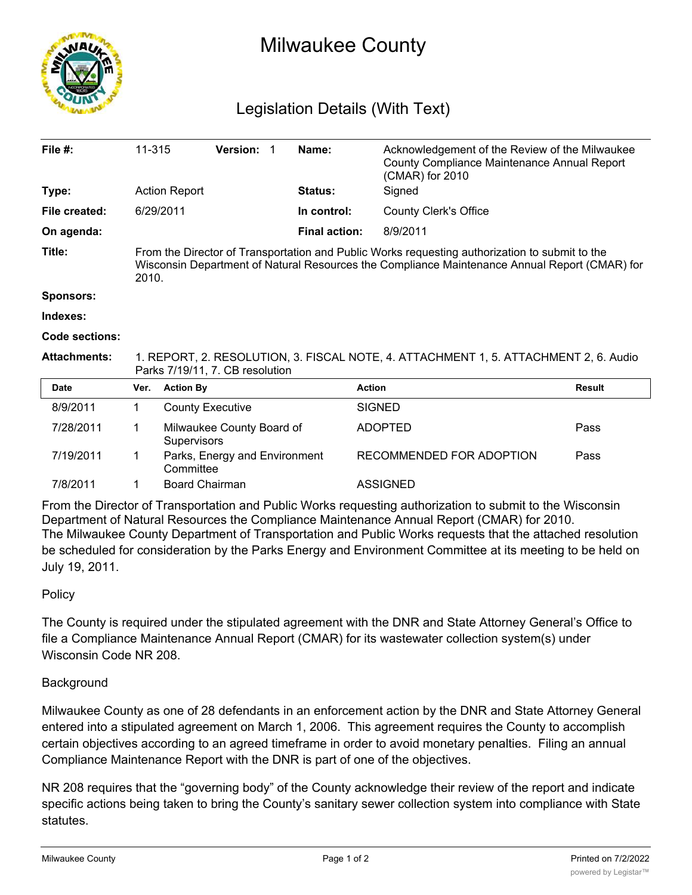# Milwaukee County

## Legislation Details (With Text)

| | | | | | |
|---|---|---|---|---|---|
| **File #:** | 11-315 | **Version:** 1 | | **Name:** | Acknowledgement of the Review of the Milwaukee County Compliance Maintenance Annual Report (CMAR) for 2010 |
| **Type:** | Action Report | | | **Status:** | Signed |
| **File created:** | 6/29/2011 | | | **In control:** | County Clerk's Office |
| **On agenda:** | | | | **Final action:** | 8/9/2011 |

**Title:** From the Director of Transportation and Public Works requesting authorization to submit to the Wisconsin Department of Natural Resources the Compliance Maintenance Annual Report (CMAR) for 2010.

**Sponsors:**

**Indexes:**

**Code sections:**

**Attachments:** 1. REPORT, 2. RESOLUTION, 3. FISCAL NOTE, 4. ATTACHMENT 1, 5. ATTACHMENT 2, 6. Audio Parks 7/19/11, 7. CB resolution

| Date | Ver. | Action By | Action | Result |
|---|---|---|---|---|
| 8/9/2011 | 1 | County Executive | SIGNED | |
| 7/28/2011 | 1 | Milwaukee County Board of Supervisors | ADOPTED | Pass |
| 7/19/2011 | 1 | Parks, Energy and Environment Committee | RECOMMENDED FOR ADOPTION | Pass |
| 7/8/2011 | 1 | Board Chairman | ASSIGNED | |

From the Director of Transportation and Public Works requesting authorization to submit to the Wisconsin Department of Natural Resources the Compliance Maintenance Annual Report (CMAR) for 2010.
The Milwaukee County Department of Transportation and Public Works requests that the attached resolution be scheduled for consideration by the Parks Energy and Environment Committee at its meeting to be held on July 19, 2011.

Policy

The County is required under the stipulated agreement with the DNR and State Attorney General's Office to file a Compliance Maintenance Annual Report (CMAR) for its wastewater collection system(s) under Wisconsin Code NR 208.

Background

Milwaukee County as one of 28 defendants in an enforcement action by the DNR and State Attorney General entered into a stipulated agreement on March 1, 2006. This agreement requires the County to accomplish certain objectives according to an agreed timeframe in order to avoid monetary penalties. Filing an annual Compliance Maintenance Report with the DNR is part of one of the objectives.

NR 208 requires that the "governing body" of the County acknowledge their review of the report and indicate specific actions being taken to bring the County's sanitary sewer collection system into compliance with State statutes.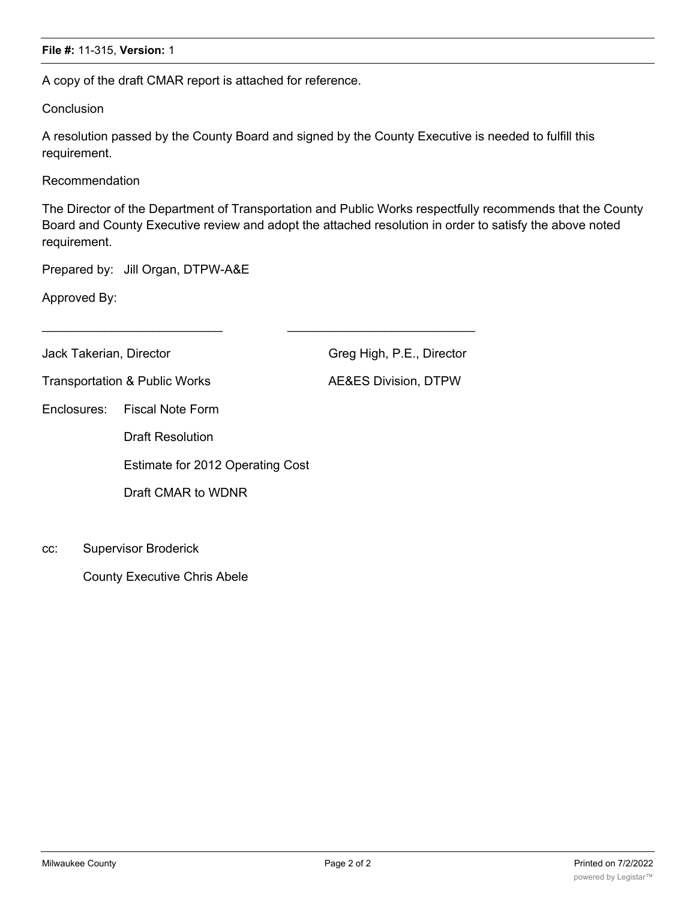**File #:** 11-315, **Version:** 1

A copy of the draft CMAR report is attached for reference.

Conclusion

A resolution passed by the County Board and signed by the County Executive is needed to fulfill this requirement.

Recommendation

The Director of the Department of Transportation and Public Works respectfully recommends that the County Board and County Executive review and adopt the attached resolution in order to satisfy the above noted requirement.

Prepared by: Jill Organ, DTPW-A&E

Approved By:

\_\_\_\_\_\_\_\_\_\_\_\_\_\_\_\_\_\_\_\_\_\_\_\_\_\_ \_\_\_\_\_\_\_\_\_\_\_\_\_\_\_\_\_\_\_\_\_\_\_\_\_\_\_

Jack Takerian, Director
Transportation & Public Works

Greg High, P.E., Director
AE&ES Division, DTPW

Enclosures: Fiscal Note Form

Draft Resolution

Estimate for 2012 Operating Cost

Draft CMAR to WDNR

cc: Supervisor Broderick

County Executive Chris Abele